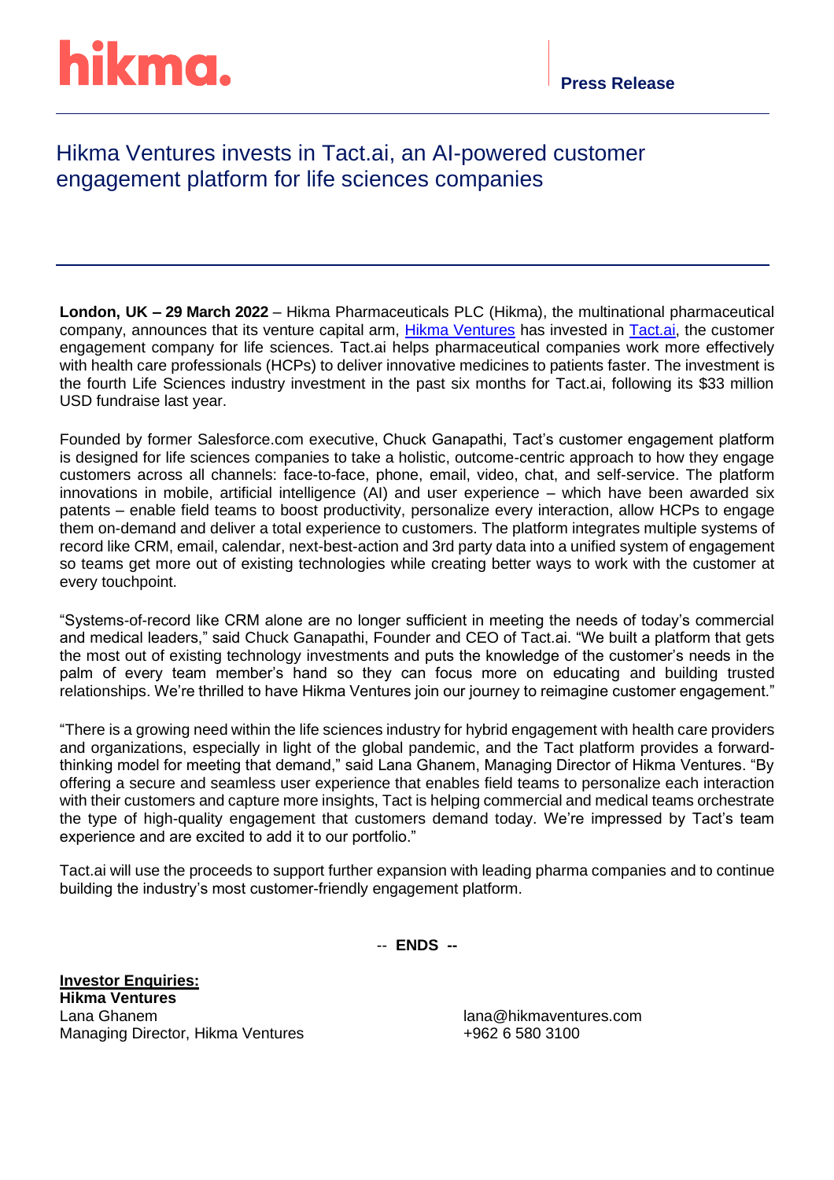hikma.

**Press Release**

# Hikma Ventures invests in Tact.ai, an AI-powered customer engagement platform for life sciences companies

**London, UK – 29 March 2022** – Hikma Pharmaceuticals PLC (Hikma), the multinational pharmaceutical company, announces that its venture capital arm, Hikma Ventures has invested in Tact.ai, the customer engagement company for life sciences. Tact.ai helps pharmaceutical companies work more effectively with health care professionals (HCPs) to deliver innovative medicines to patients faster. The investment is the fourth Life Sciences industry investment in the past six months for Tact.ai, following its $33 million USD fundraise last year.

Founded by former Salesforce.com executive, Chuck Ganapathi, Tact's customer engagement platform is designed for life sciences companies to take a holistic, outcome-centric approach to how they engage customers across all channels: face-to-face, phone, email, video, chat, and self-service. The platform innovations in mobile, artificial intelligence (AI) and user experience – which have been awarded six patents – enable field teams to boost productivity, personalize every interaction, allow HCPs to engage them on-demand and deliver a total experience to customers. The platform integrates multiple systems of record like CRM, email, calendar, next-best-action and 3rd party data into a unified system of engagement so teams get more out of existing technologies while creating better ways to work with the customer at every touchpoint.

"Systems-of-record like CRM alone are no longer sufficient in meeting the needs of today's commercial and medical leaders," said Chuck Ganapathi, Founder and CEO of Tact.ai. "We built a platform that gets the most out of existing technology investments and puts the knowledge of the customer's needs in the palm of every team member's hand so they can focus more on educating and building trusted relationships. We're thrilled to have Hikma Ventures join our journey to reimagine customer engagement."

"There is a growing need within the life sciences industry for hybrid engagement with health care providers and organizations, especially in light of the global pandemic, and the Tact platform provides a forward-thinking model for meeting that demand," said Lana Ghanem, Managing Director of Hikma Ventures. "By offering a secure and seamless user experience that enables field teams to personalize each interaction with their customers and capture more insights, Tact is helping commercial and medical teams orchestrate the type of high-quality engagement that customers demand today. We're impressed by Tact's team experience and are excited to add it to our portfolio."

Tact.ai will use the proceeds to support further expansion with leading pharma companies and to continue building the industry's most customer-friendly engagement platform.

-- **ENDS --**

**Investor Enquiries:**
**Hikma Ventures**
Lana Ghanem
Managing Director, Hikma Ventures

lana@hikmaventures.com
+962 6 580 3100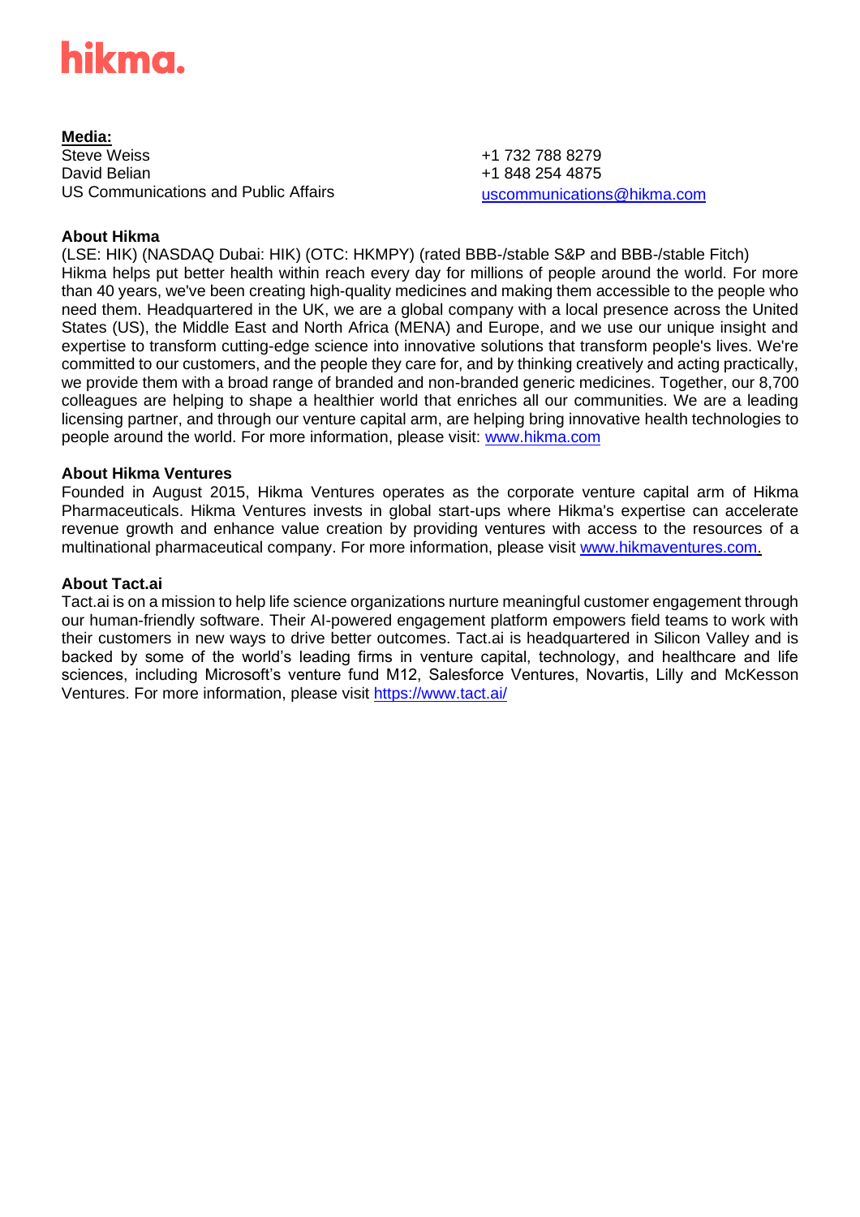**Media:**

Steve Weiss +1 732 788 8279
David Belian +1 848 254 4875
US Communications and Public Affairs uscommunications@hikma.com

**About Hikma**

(LSE: HIK) (NASDAQ Dubai: HIK) (OTC: HKMPY) (rated BBB-/stable S&P and BBB-/stable Fitch)
Hikma helps put better health within reach every day for millions of people around the world. For more than 40 years, we've been creating high-quality medicines and making them accessible to the people who need them. Headquartered in the UK, we are a global company with a local presence across the United States (US), the Middle East and North Africa (MENA) and Europe, and we use our unique insight and expertise to transform cutting-edge science into innovative solutions that transform people's lives. We're committed to our customers, and the people they care for, and by thinking creatively and acting practically, we provide them with a broad range of branded and non-branded generic medicines. Together, our 8,700 colleagues are helping to shape a healthier world that enriches all our communities. We are a leading licensing partner, and through our venture capital arm, are helping bring innovative health technologies to people around the world. For more information, please visit: www.hikma.com

**About Hikma Ventures**

Founded in August 2015, Hikma Ventures operates as the corporate venture capital arm of Hikma Pharmaceuticals. Hikma Ventures invests in global start-ups where Hikma's expertise can accelerate revenue growth and enhance value creation by providing ventures with access to the resources of a multinational pharmaceutical company. For more information, please visit www.hikmaventures.com.

**About Tact.ai**

Tact.ai is on a mission to help life science organizations nurture meaningful customer engagement through our human-friendly software. Their AI-powered engagement platform empowers field teams to work with their customers in new ways to drive better outcomes. Tact.ai is headquartered in Silicon Valley and is backed by some of the world's leading firms in venture capital, technology, and healthcare and life sciences, including Microsoft's venture fund M12, Salesforce Ventures, Novartis, Lilly and McKesson Ventures. For more information, please visit https://www.tact.ai/